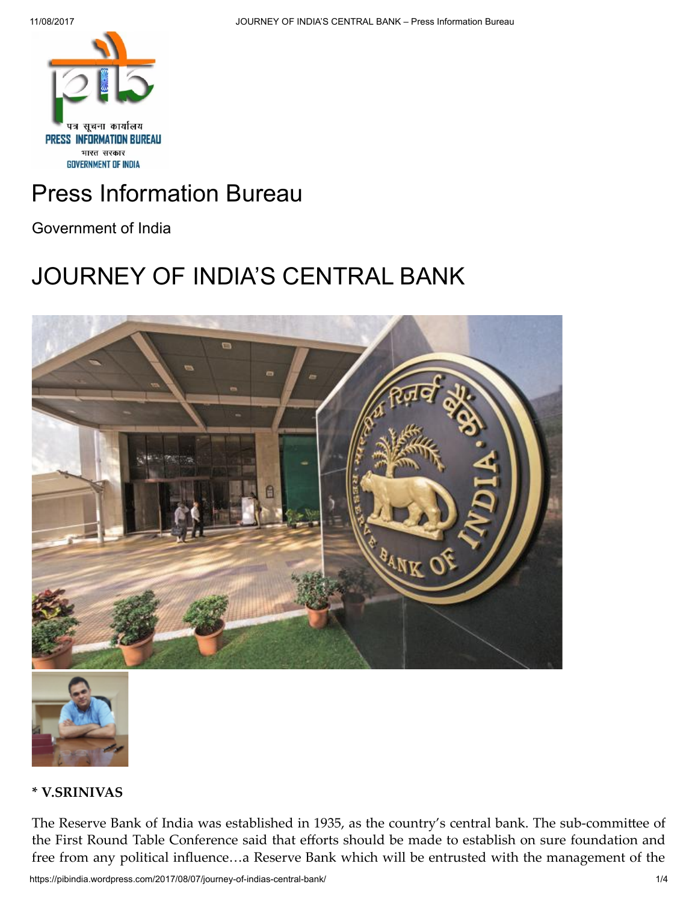# Press Information Bureau

Government of India

# JOURNEY OF INDIA'S CENTRAL BANK

**\* V.SRINIVAS**

The Reserve Bank of India was established in 1935, as the country's central bank. The sub-committee of the First Round Table Conference said that efforts should be made to establish on sure foundation and free from any political influence…a Reserve Bank which will be entrusted with the management of the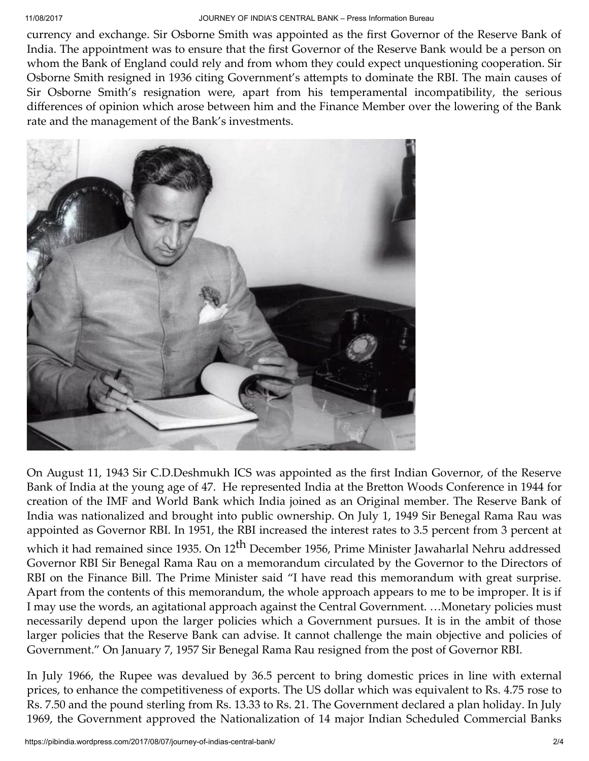currency and exchange. Sir Osborne Smith was appointed as the first Governor of the Reserve Bank of India. The appointment was to ensure that the first Governor of the Reserve Bank would be a person on whom the Bank of England could rely and from whom they could expect unquestioning cooperation. Sir Osborne Smith resigned in 1936 citing Government's attempts to dominate the RBI. The main causes of Sir Osborne Smith's resignation were, apart from his temperamental incompatibility, the serious differences of opinion which arose between him and the Finance Member over the lowering of the Bank rate and the management of the Bank's investments.

On August 11, 1943 Sir C.D.Deshmukh ICS was appointed as the first Indian Governor, of the Reserve Bank of India at the young age of 47. He represented India at the Bretton Woods Conference in 1944 for creation of the IMF and World Bank which India joined as an Original member. The Reserve Bank of India was nationalized and brought into public ownership. On July 1, 1949 Sir Benegal Rama Rau was appointed as Governor RBI. In 1951, the RBI increased the interest rates to 3.5 percent from 3 percent at which it had remained since 1935. On 12th December 1956, Prime Minister Jawaharlal Nehru addressed Governor RBI Sir Benegal Rama Rau on a memorandum circulated by the Governor to the Directors of RBI on the Finance Bill. The Prime Minister said "I have read this memorandum with great surprise. Apart from the contents of this memorandum, the whole approach appears to me to be improper. It is if I may use the words, an agitational approach against the Central Government. …Monetary policies must necessarily depend upon the larger policies which a Government pursues. It is in the ambit of those larger policies that the Reserve Bank can advise. It cannot challenge the main objective and policies of Government." On January 7, 1957 Sir Benegal Rama Rau resigned from the post of Governor RBI.

In July 1966, the Rupee was devalued by 36.5 percent to bring domestic prices in line with external prices, to enhance the competitiveness of exports. The US dollar which was equivalent to Rs. 4.75 rose to Rs. 7.50 and the pound sterling from Rs. 13.33 to Rs. 21. The Government declared a plan holiday. In July 1969, the Government approved the Nationalization of 14 major Indian Scheduled Commercial Banks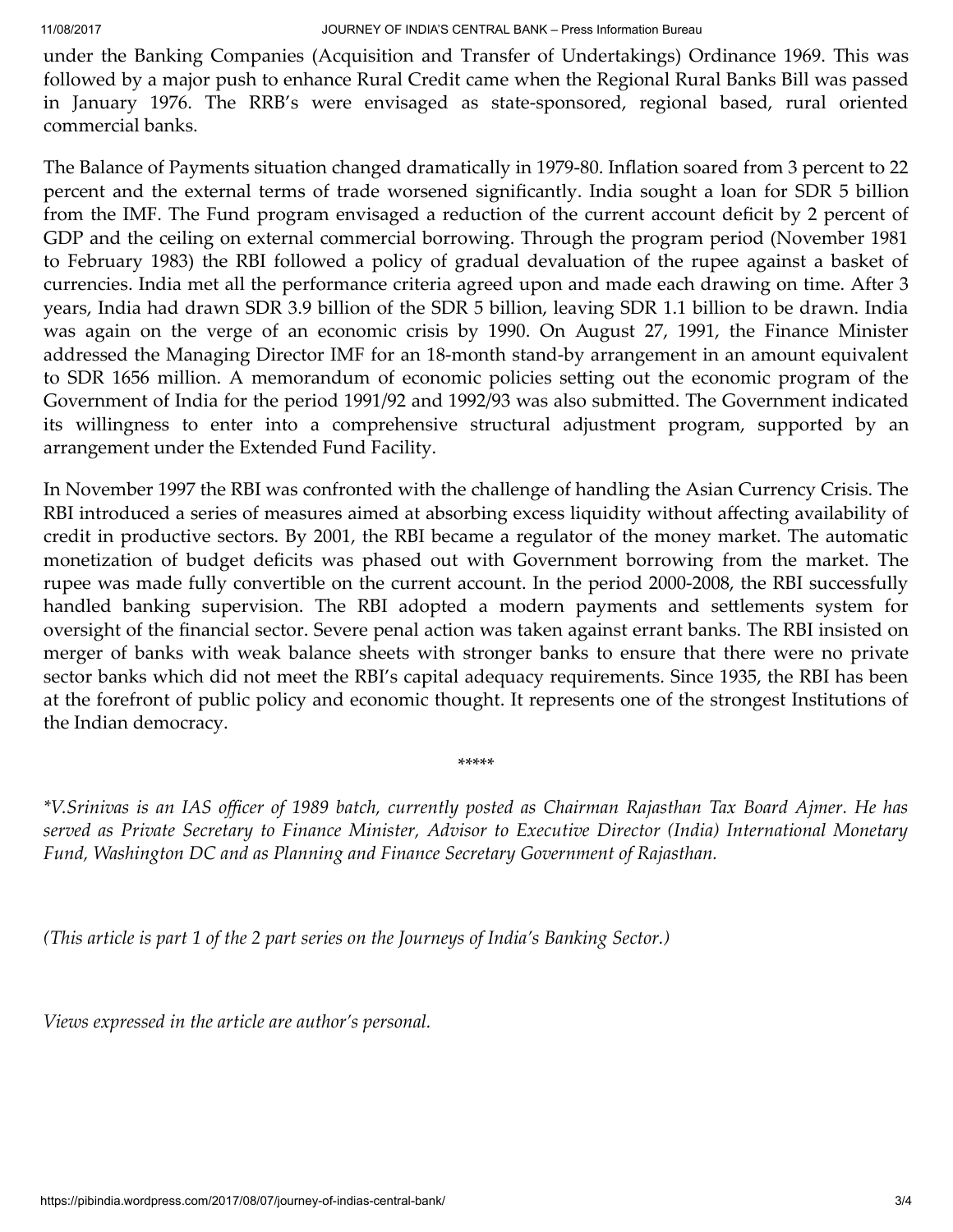under the Banking Companies (Acquisition and Transfer of Undertakings) Ordinance 1969. This was followed by a major push to enhance Rural Credit came when the Regional Rural Banks Bill was passed in January 1976. The RRB's were envisaged as state-sponsored, regional based, rural oriented commercial banks.

The Balance of Payments situation changed dramatically in 1979-80. Inflation soared from 3 percent to 22 percent and the external terms of trade worsened significantly. India sought a loan for SDR 5 billion from the IMF. The Fund program envisaged a reduction of the current account deficit by 2 percent of GDP and the ceiling on external commercial borrowing. Through the program period (November 1981 to February 1983) the RBI followed a policy of gradual devaluation of the rupee against a basket of currencies. India met all the performance criteria agreed upon and made each drawing on time. After 3 years, India had drawn SDR 3.9 billion of the SDR 5 billion, leaving SDR 1.1 billion to be drawn. India was again on the verge of an economic crisis by 1990. On August 27, 1991, the Finance Minister addressed the Managing Director IMF for an 18-month stand-by arrangement in an amount equivalent to SDR 1656 million. A memorandum of economic policies setting out the economic program of the Government of India for the period 1991/92 and 1992/93 was also submitted. The Government indicated its willingness to enter into a comprehensive structural adjustment program, supported by an arrangement under the Extended Fund Facility.

In November 1997 the RBI was confronted with the challenge of handling the Asian Currency Crisis. The RBI introduced a series of measures aimed at absorbing excess liquidity without affecting availability of credit in productive sectors. By 2001, the RBI became a regulator of the money market. The automatic monetization of budget deficits was phased out with Government borrowing from the market. The rupee was made fully convertible on the current account. In the period 2000-2008, the RBI successfully handled banking supervision. The RBI adopted a modern payments and settlements system for oversight of the financial sector. Severe penal action was taken against errant banks. The RBI insisted on merger of banks with weak balance sheets with stronger banks to ensure that there were no private sector banks which did not meet the RBI's capital adequacy requirements. Since 1935, the RBI has been at the forefront of public policy and economic thought. It represents one of the strongest Institutions of the Indian democracy.

*****

*\*V.Srinivas is an IAS officer of 1989 batch, currently posted as Chairman Rajasthan Tax Board Ajmer. He has served as Private Secretary to Finance Minister, Advisor to Executive Director (India) International Monetary Fund, Washington DC and as Planning and Finance Secretary Government of Rajasthan.*

*(This article is part 1 of the 2 part series on the Journeys of India's Banking Sector.)*

*Views expressed in the article are author's personal.*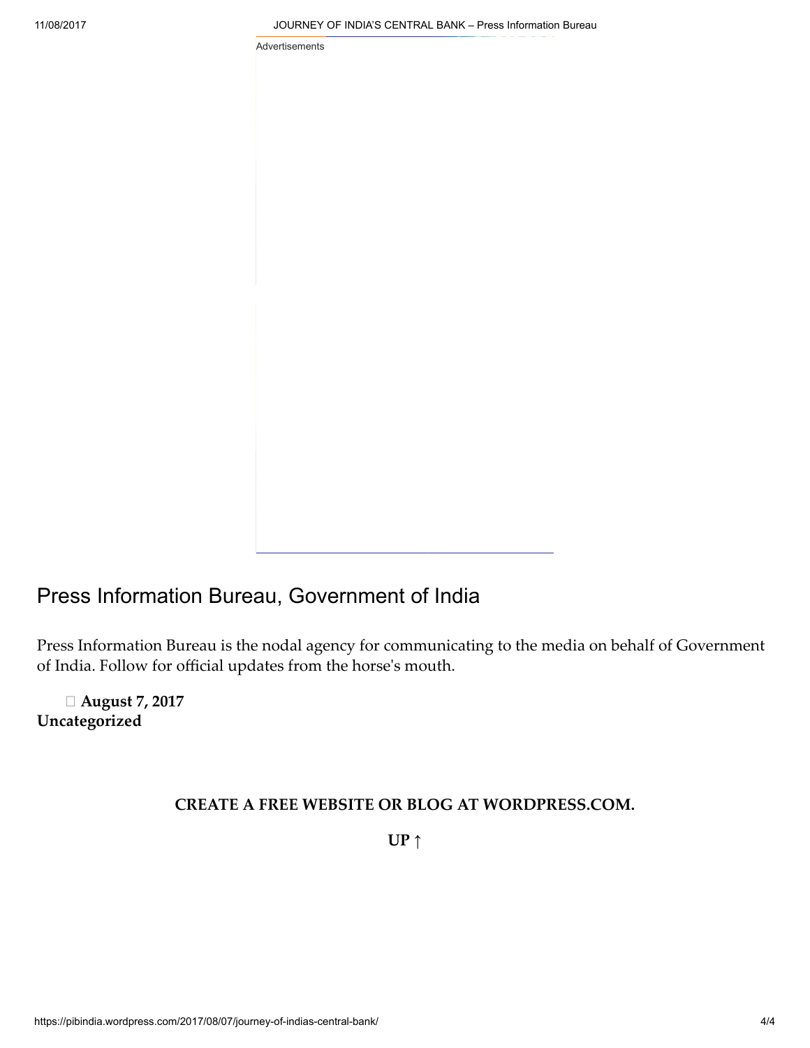Advertisements

## Press Information Bureau, Government of India

Press Information Bureau is the nodal agency for communicating to the media on behalf of Government of India. Follow for official updates from the horse's mouth.

**August 7, 2017**
**Uncategorized**

**CREATE A FREE WEBSITE OR BLOG AT WORDPRESS.COM.**

**UP ↑**